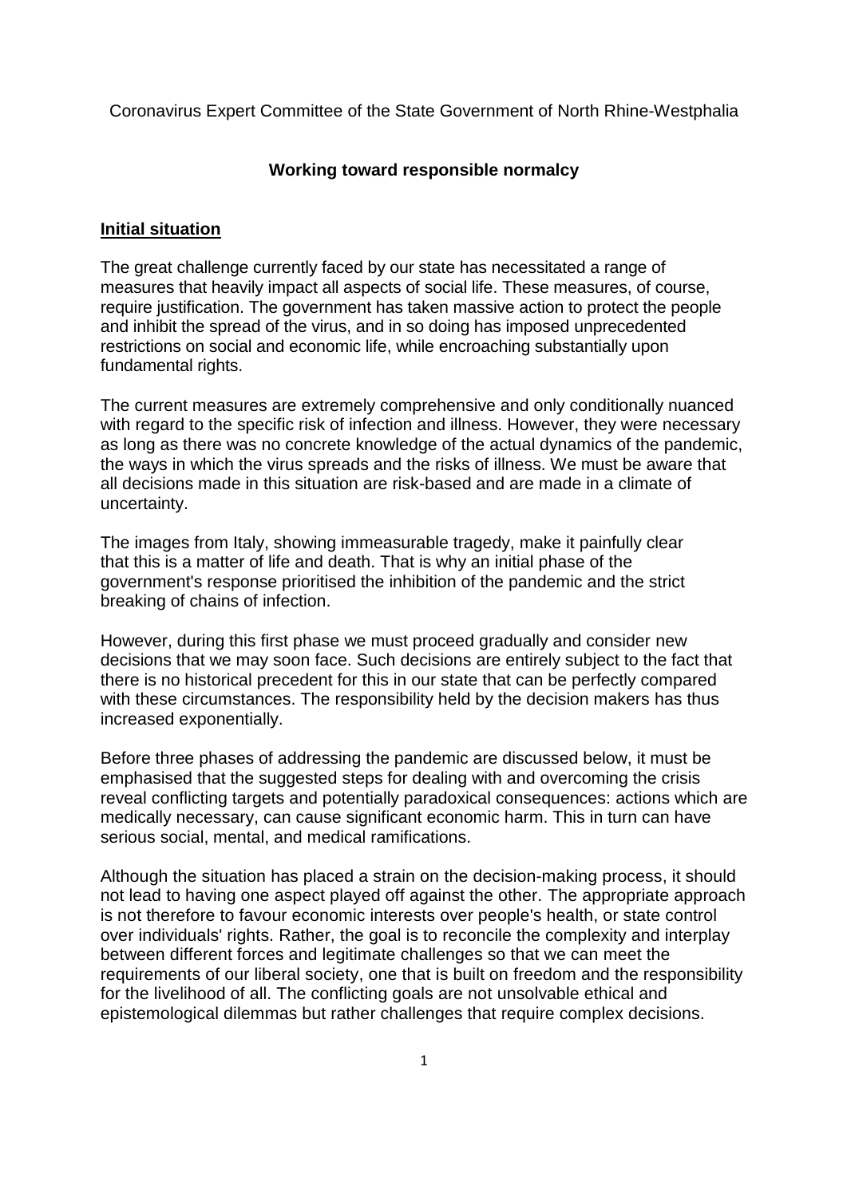Coronavirus Expert Committee of the State Government of North Rhine-Westphalia

# Working toward responsible normalcy

## Initial situation

The great challenge currently faced by our state has necessitated a range of measures that heavily impact all aspects of social life. These measures, of course, require justification. The government has taken massive action to protect the people and inhibit the spread of the virus, and in so doing has imposed unprecedented restrictions on social and economic life, while encroaching substantially upon fundamental rights.

The current measures are extremely comprehensive and only conditionally nuanced with regard to the specific risk of infection and illness. However, they were necessary as long as there was no concrete knowledge of the actual dynamics of the pandemic, the ways in which the virus spreads and the risks of illness. We must be aware that all decisions made in this situation are risk-based and are made in a climate of uncertainty.

The images from Italy, showing immeasurable tragedy, make it painfully clear that this is a matter of life and death. That is why an initial phase of the government's response prioritised the inhibition of the pandemic and the strict breaking of chains of infection.

However, during this first phase we must proceed gradually and consider new decisions that we may soon face. Such decisions are entirely subject to the fact that there is no historical precedent for this in our state that can be perfectly compared with these circumstances. The responsibility held by the decision makers has thus increased exponentially.

Before three phases of addressing the pandemic are discussed below, it must be emphasised that the suggested steps for dealing with and overcoming the crisis reveal conflicting targets and potentially paradoxical consequences: actions which are medically necessary, can cause significant economic harm. This in turn can have serious social, mental, and medical ramifications.

Although the situation has placed a strain on the decision-making process, it should not lead to having one aspect played off against the other. The appropriate approach is not therefore to favour economic interests over people's health, or state control over individuals' rights. Rather, the goal is to reconcile the complexity and interplay between different forces and legitimate challenges so that we can meet the requirements of our liberal society, one that is built on freedom and the responsibility for the livelihood of all. The conflicting goals are not unsolvable ethical and epistemological dilemmas but rather challenges that require complex decisions.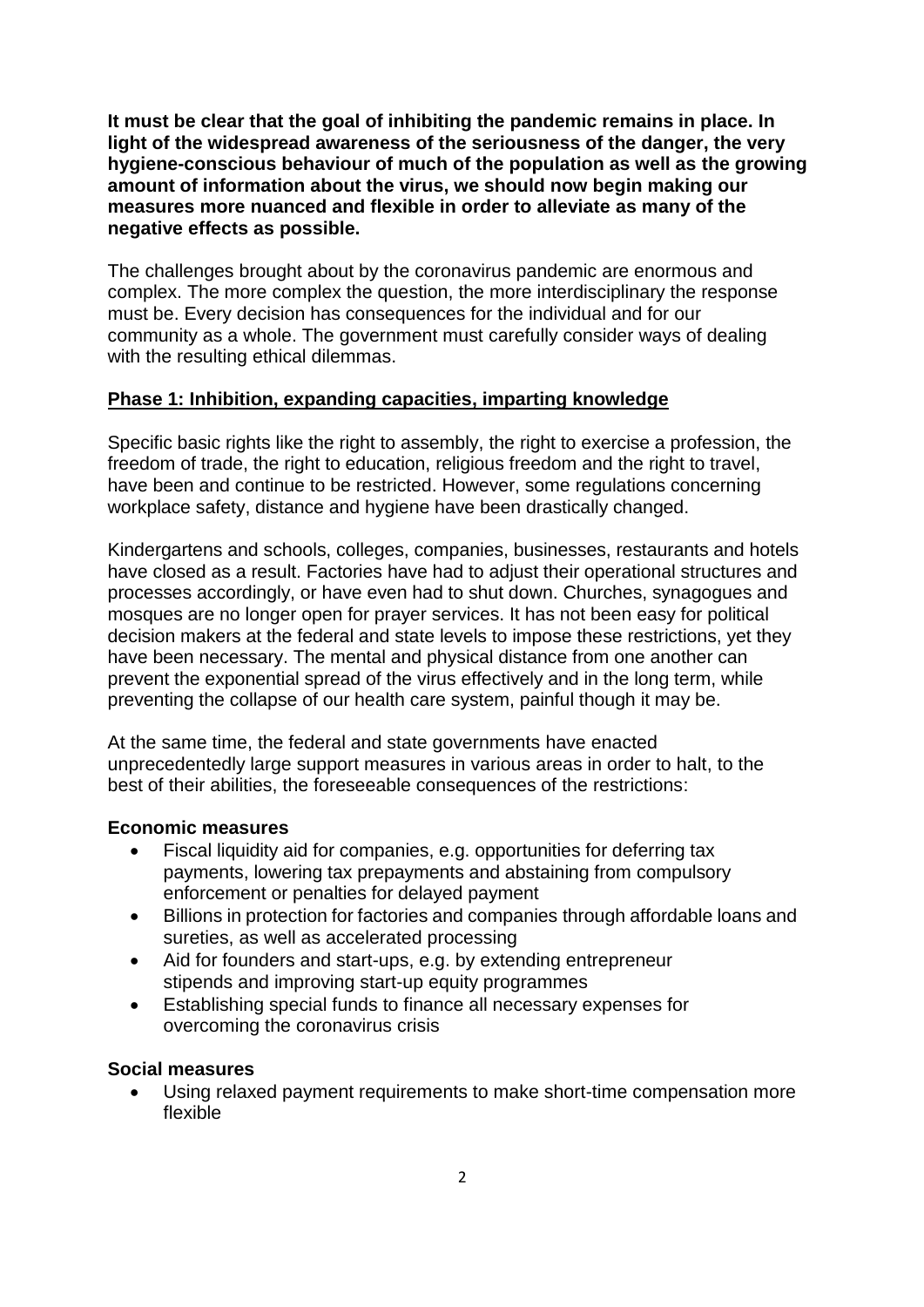**It must be clear that the goal of inhibiting the pandemic remains in place. In light of the widespread awareness of the seriousness of the danger, the very hygiene-conscious behaviour of much of the population as well as the growing amount of information about the virus, we should now begin making our measures more nuanced and flexible in order to alleviate as many of the negative effects as possible.**

The challenges brought about by the coronavirus pandemic are enormous and complex. The more complex the question, the more interdisciplinary the response must be. Every decision has consequences for the individual and for our community as a whole. The government must carefully consider ways of dealing with the resulting ethical dilemmas.

## Phase 1: Inhibition, expanding capacities, imparting knowledge

Specific basic rights like the right to assembly, the right to exercise a profession, the freedom of trade, the right to education, religious freedom and the right to travel, have been and continue to be restricted. However, some regulations concerning workplace safety, distance and hygiene have been drastically changed.

Kindergartens and schools, colleges, companies, businesses, restaurants and hotels have closed as a result. Factories have had to adjust their operational structures and processes accordingly, or have even had to shut down. Churches, synagogues and mosques are no longer open for prayer services. It has not been easy for political decision makers at the federal and state levels to impose these restrictions, yet they have been necessary. The mental and physical distance from one another can prevent the exponential spread of the virus effectively and in the long term, while preventing the collapse of our health care system, painful though it may be.

At the same time, the federal and state governments have enacted unprecedentedly large support measures in various areas in order to halt, to the best of their abilities, the foreseeable consequences of the restrictions:

**Economic measures**

- Fiscal liquidity aid for companies, e.g. opportunities for deferring tax payments, lowering tax prepayments and abstaining from compulsory enforcement or penalties for delayed payment
- Billions in protection for factories and companies through affordable loans and sureties, as well as accelerated processing
- Aid for founders and start-ups, e.g. by extending entrepreneur stipends and improving start-up equity programmes
- Establishing special funds to finance all necessary expenses for overcoming the coronavirus crisis

**Social measures**

- Using relaxed payment requirements to make short-time compensation more flexible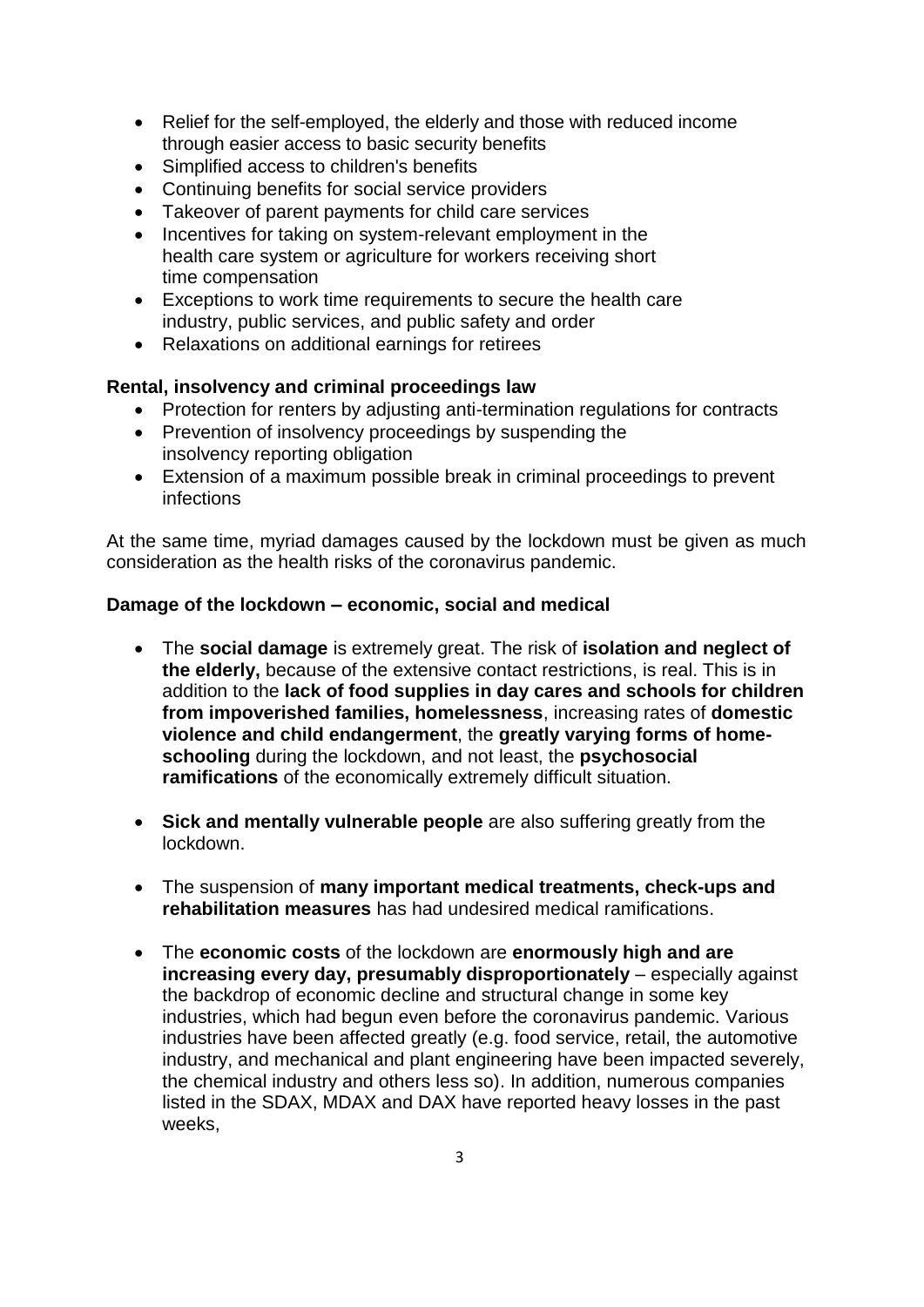- Relief for the self-employed, the elderly and those with reduced income through easier access to basic security benefits
- Simplified access to children's benefits
- Continuing benefits for social service providers
- Takeover of parent payments for child care services
- Incentives for taking on system-relevant employment in the health care system or agriculture for workers receiving short time compensation
- Exceptions to work time requirements to secure the health care industry, public services, and public safety and order
- Relaxations on additional earnings for retirees

**Rental, insolvency and criminal proceedings law**

- Protection for renters by adjusting anti-termination regulations for contracts
- Prevention of insolvency proceedings by suspending the insolvency reporting obligation
- Extension of a maximum possible break in criminal proceedings to prevent infections

At the same time, myriad damages caused by the lockdown must be given as much consideration as the health risks of the coronavirus pandemic.

**Damage of the lockdown – economic, social and medical**

- The **social damage** is extremely great. The risk of **isolation and neglect of the elderly,** because of the extensive contact restrictions, is real. This is in addition to the **lack of food supplies in day cares and schools for children from impoverished families, homelessness**, increasing rates of **domestic violence and child endangerment**, the **greatly varying forms of home-schooling** during the lockdown, and not least, the **psychosocial ramifications** of the economically extremely difficult situation.

- **Sick and mentally vulnerable people** are also suffering greatly from the lockdown.

- The suspension of **many important medical treatments, check-ups and rehabilitation measures** has had undesired medical ramifications.

- The **economic costs** of the lockdown are **enormously high and are increasing every day, presumably disproportionately** – especially against the backdrop of economic decline and structural change in some key industries, which had begun even before the coronavirus pandemic. Various industries have been affected greatly (e.g. food service, retail, the automotive industry, and mechanical and plant engineering have been impacted severely, the chemical industry and others less so). In addition, numerous companies listed in the SDAX, MDAX and DAX have reported heavy losses in the past weeks,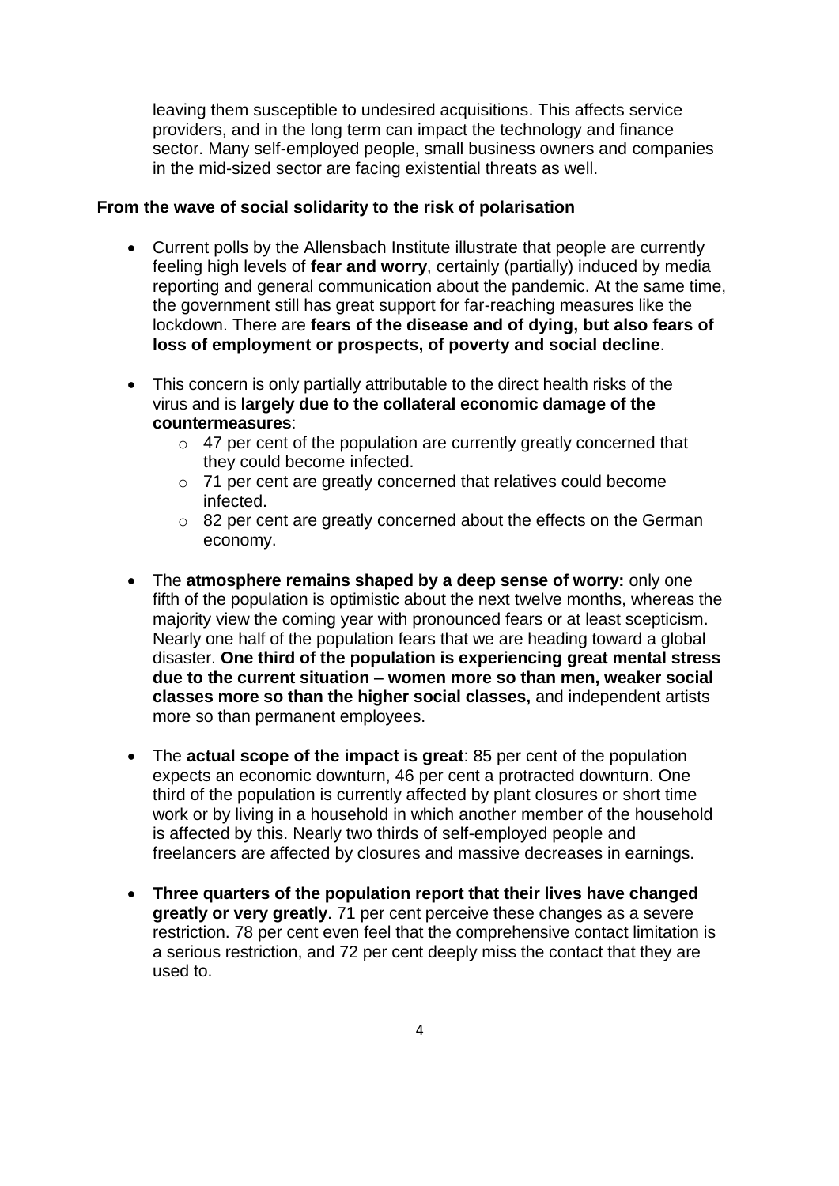leaving them susceptible to undesired acquisitions. This affects service providers, and in the long term can impact the technology and finance sector. Many self-employed people, small business owners and companies in the mid-sized sector are facing existential threats as well.

**From the wave of social solidarity to the risk of polarisation**

- Current polls by the Allensbach Institute illustrate that people are currently feeling high levels of **fear and worry**, certainly (partially) induced by media reporting and general communication about the pandemic. At the same time, the government still has great support for far-reaching measures like the lockdown. There are **fears of the disease and of dying, but also fears of loss of employment or prospects, of poverty and social decline**.
- This concern is only partially attributable to the direct health risks of the virus and is **largely due to the collateral economic damage of the countermeasures**:
  - 47 per cent of the population are currently greatly concerned that they could become infected.
  - 71 per cent are greatly concerned that relatives could become infected.
  - 82 per cent are greatly concerned about the effects on the German economy.
- The **atmosphere remains shaped by a deep sense of worry:** only one fifth of the population is optimistic about the next twelve months, whereas the majority view the coming year with pronounced fears or at least scepticism. Nearly one half of the population fears that we are heading toward a global disaster. **One third of the population is experiencing great mental stress due to the current situation – women more so than men, weaker social classes more so than the higher social classes,** and independent artists more so than permanent employees.
- The **actual scope of the impact is great**: 85 per cent of the population expects an economic downturn, 46 per cent a protracted downturn. One third of the population is currently affected by plant closures or short time work or by living in a household in which another member of the household is affected by this. Nearly two thirds of self-employed people and freelancers are affected by closures and massive decreases in earnings.
- **Three quarters of the population report that their lives have changed greatly or very greatly**. 71 per cent perceive these changes as a severe restriction. 78 per cent even feel that the comprehensive contact limitation is a serious restriction, and 72 per cent deeply miss the contact that they are used to.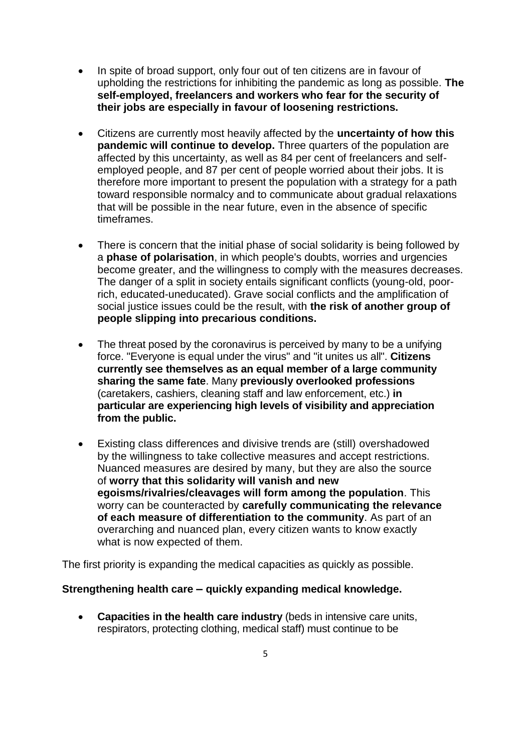- In spite of broad support, only four out of ten citizens are in favour of upholding the restrictions for inhibiting the pandemic as long as possible. **The self-employed, freelancers and workers who fear for the security of their jobs are especially in favour of loosening restrictions.**

- Citizens are currently most heavily affected by the **uncertainty of how this pandemic will continue to develop.** Three quarters of the population are affected by this uncertainty, as well as 84 per cent of freelancers and self-employed people, and 87 per cent of people worried about their jobs. It is therefore more important to present the population with a strategy for a path toward responsible normalcy and to communicate about gradual relaxations that will be possible in the near future, even in the absence of specific timeframes.

- There is concern that the initial phase of social solidarity is being followed by a **phase of polarisation**, in which people's doubts, worries and urgencies become greater, and the willingness to comply with the measures decreases. The danger of a split in society entails significant conflicts (young-old, poor-rich, educated-uneducated). Grave social conflicts and the amplification of social justice issues could be the result, with **the risk of another group of people slipping into precarious conditions.**

- The threat posed by the coronavirus is perceived by many to be a unifying force. "Everyone is equal under the virus" and "it unites us all". **Citizens currently see themselves as an equal member of a large community sharing the same fate**. Many **previously overlooked professions** (caretakers, cashiers, cleaning staff and law enforcement, etc.) **in particular are experiencing high levels of visibility and appreciation from the public.**

- Existing class differences and divisive trends are (still) overshadowed by the willingness to take collective measures and accept restrictions. Nuanced measures are desired by many, but they are also the source of **worry that this solidarity will vanish and new egoisms/rivalries/cleavages will form among the population**. This worry can be counteracted by **carefully communicating the relevance of each measure of differentiation to the community**. As part of an overarching and nuanced plan, every citizen wants to know exactly what is now expected of them.

The first priority is expanding the medical capacities as quickly as possible.

**Strengthening health care – quickly expanding medical knowledge.**

- **Capacities in the health care industry** (beds in intensive care units, respirators, protecting clothing, medical staff) must continue to be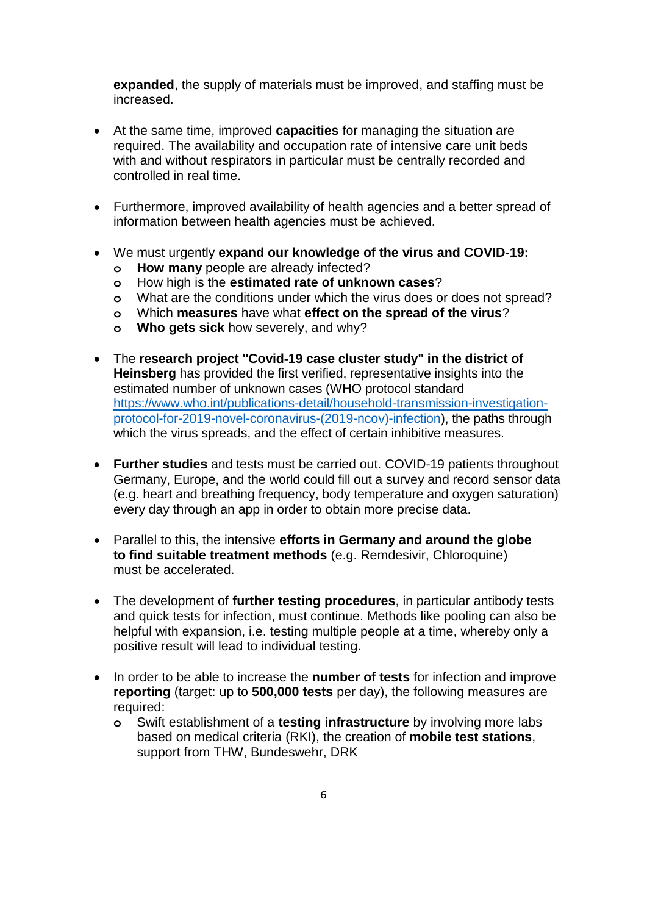**expanded**, the supply of materials must be improved, and staffing must be increased.

- At the same time, improved **capacities** for managing the situation are required. The availability and occupation rate of intensive care unit beds with and without respirators in particular must be centrally recorded and controlled in real time.

- Furthermore, improved availability of health agencies and a better spread of information between health agencies must be achieved.

- We must urgently **expand our knowledge of the virus and COVID-19:**
  - **How many** people are already infected?
  - How high is the **estimated rate of unknown cases**?
  - What are the conditions under which the virus does or does not spread?
  - Which **measures** have what **effect on the spread of the virus**?
  - **Who gets sick** how severely, and why?

- The **research project "Covid-19 case cluster study" in the district of Heinsberg** has provided the first verified, representative insights into the estimated number of unknown cases (WHO protocol standard [https://www.who.int/publications-detail/household-transmission-investigation-protocol-for-2019-novel-coronavirus-(2019-ncov)-infection](https://www.who.int/publications-detail/household-transmission-investigation-protocol-for-2019-novel-coronavirus-(2019-ncov)-infection)), the paths through which the virus spreads, and the effect of certain inhibitive measures.

- **Further studies** and tests must be carried out. COVID-19 patients throughout Germany, Europe, and the world could fill out a survey and record sensor data (e.g. heart and breathing frequency, body temperature and oxygen saturation) every day through an app in order to obtain more precise data.

- Parallel to this, the intensive **efforts in Germany and around the globe to find suitable treatment methods** (e.g. Remdesivir, Chloroquine) must be accelerated.

- The development of **further testing procedures**, in particular antibody tests and quick tests for infection, must continue. Methods like pooling can also be helpful with expansion, i.e. testing multiple people at a time, whereby only a positive result will lead to individual testing.

- In order to be able to increase the **number of tests** for infection and improve **reporting** (target: up to **500,000 tests** per day), the following measures are required:
  - Swift establishment of a **testing infrastructure** by involving more labs based on medical criteria (RKI), the creation of **mobile test stations**, support from THW, Bundeswehr, DRK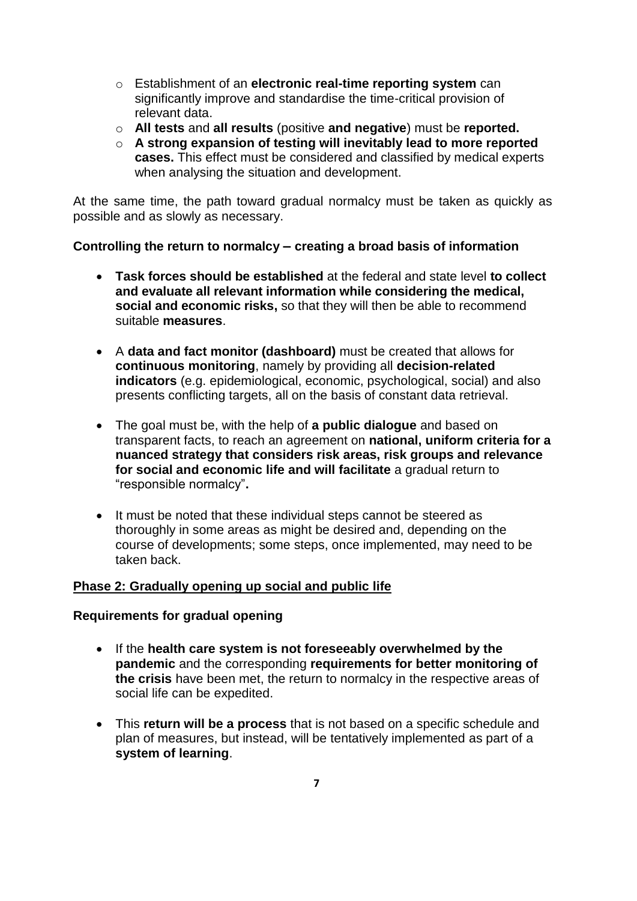- Establishment of an **electronic real-time reporting system** can significantly improve and standardise the time-critical provision of relevant data.
- **All tests** and **all results** (positive **and negative**) must be **reported.**
- **A strong expansion of testing will inevitably lead to more reported cases.** This effect must be considered and classified by medical experts when analysing the situation and development.

At the same time, the path toward gradual normalcy must be taken as quickly as possible and as slowly as necessary.

**Controlling the return to normalcy – creating a broad basis of information**

- **Task forces should be established** at the federal and state level **to collect and evaluate all relevant information while considering the medical, social and economic risks,** so that they will then be able to recommend suitable **measures**.

- A **data and fact monitor (dashboard)** must be created that allows for **continuous monitoring**, namely by providing all **decision-related indicators** (e.g. epidemiological, economic, psychological, social) and also presents conflicting targets, all on the basis of constant data retrieval.

- The goal must be, with the help of **a public dialogue** and based on transparent facts, to reach an agreement on **national, uniform criteria for a nuanced strategy that considers risk areas, risk groups and relevance for social and economic life and will facilitate** a gradual return to "responsible normalcy"**.**

- It must be noted that these individual steps cannot be steered as thoroughly in some areas as might be desired and, depending on the course of developments; some steps, once implemented, may need to be taken back.

## Phase 2: Gradually opening up social and public life

**Requirements for gradual opening**

- If the **health care system is not foreseeably overwhelmed by the pandemic** and the corresponding **requirements for better monitoring of the crisis** have been met, the return to normalcy in the respective areas of social life can be expedited.

- This **return will be a process** that is not based on a specific schedule and plan of measures, but instead, will be tentatively implemented as part of a **system of learning**.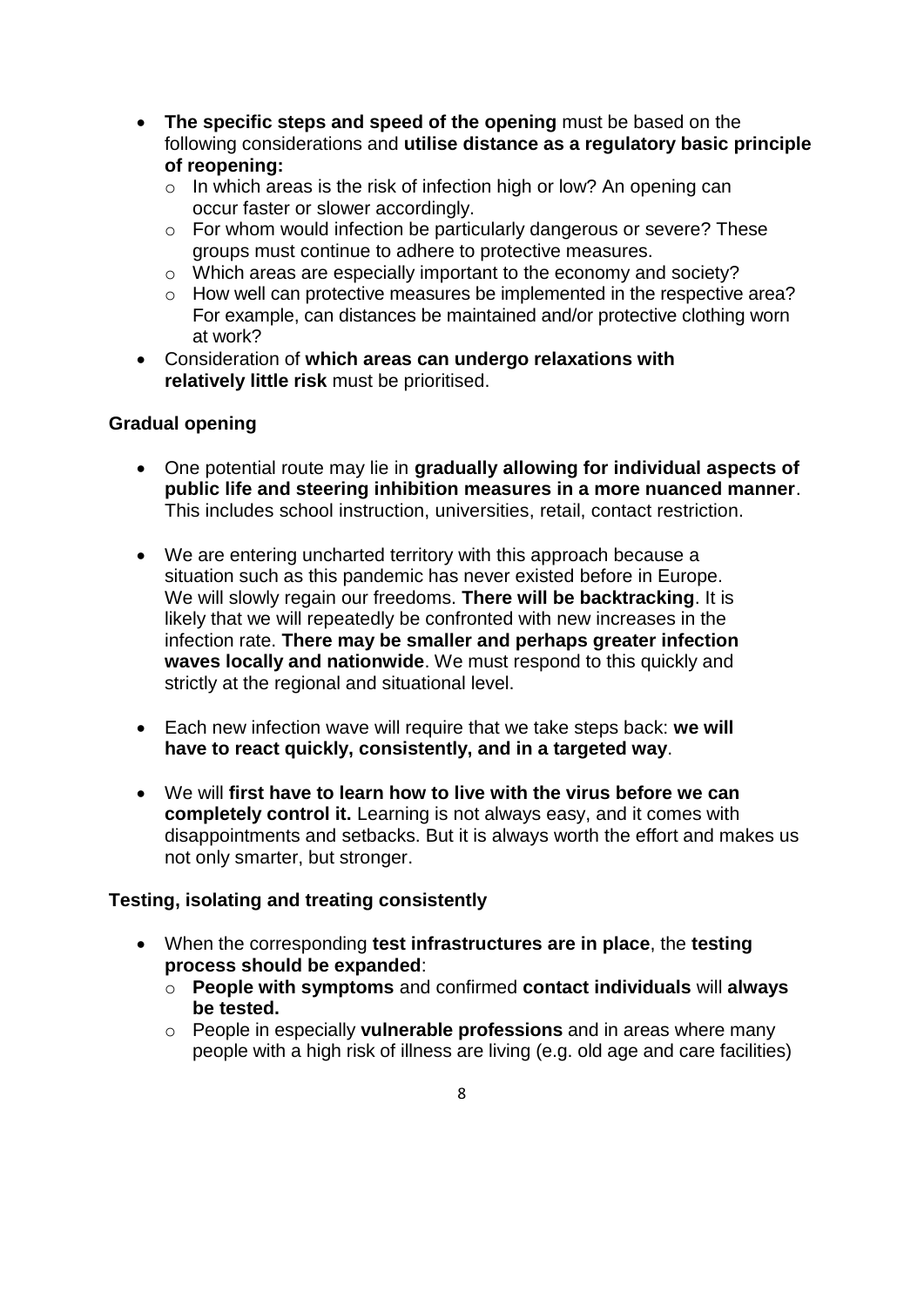- **The specific steps and speed of the opening** must be based on the following considerations and **utilise distance as a regulatory basic principle of reopening:**
  - In which areas is the risk of infection high or low? An opening can occur faster or slower accordingly.
  - For whom would infection be particularly dangerous or severe? These groups must continue to adhere to protective measures.
  - Which areas are especially important to the economy and society?
  - How well can protective measures be implemented in the respective area? For example, can distances be maintained and/or protective clothing worn at work?
- Consideration of **which areas can undergo relaxations with relatively little risk** must be prioritised.

**Gradual opening**

- One potential route may lie in **gradually allowing for individual aspects of public life and steering inhibition measures in a more nuanced manner**. This includes school instruction, universities, retail, contact restriction.

- We are entering uncharted territory with this approach because a situation such as this pandemic has never existed before in Europe. We will slowly regain our freedoms. **There will be backtracking**. It is likely that we will repeatedly be confronted with new increases in the infection rate. **There may be smaller and perhaps greater infection waves locally and nationwide**. We must respond to this quickly and strictly at the regional and situational level.

- Each new infection wave will require that we take steps back: **we will have to react quickly, consistently, and in a targeted way**.

- We will **first have to learn how to live with the virus before we can completely control it.** Learning is not always easy, and it comes with disappointments and setbacks. But it is always worth the effort and makes us not only smarter, but stronger.

**Testing, isolating and treating consistently**

- When the corresponding **test infrastructures are in place**, the **testing process should be expanded**:
  - **People with symptoms** and confirmed **contact individuals** will **always be tested.**
  - People in especially **vulnerable professions** and in areas where many people with a high risk of illness are living (e.g. old age and care facilities)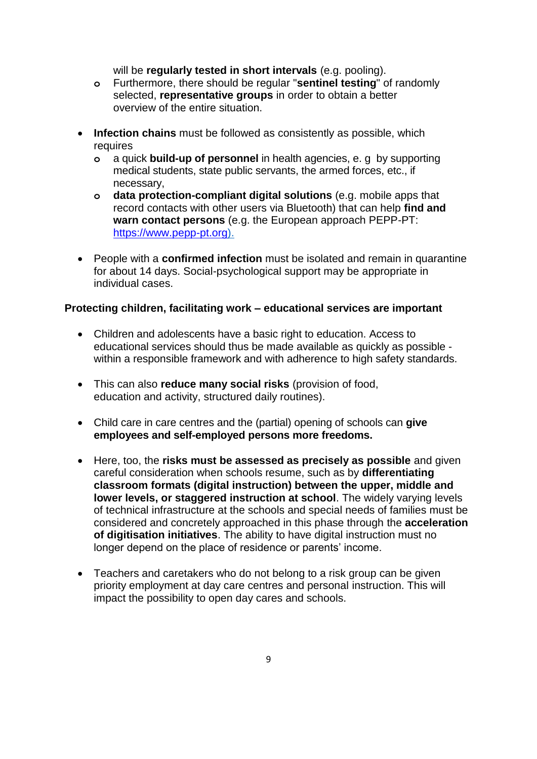will be **regularly tested in short intervals** (e.g. pooling).
  - Furthermore, there should be regular "**sentinel testing**" of randomly selected, **representative groups** in order to obtain a better overview of the entire situation.

- **Infection chains** must be followed as consistently as possible, which requires
  - a quick **build-up of personnel** in health agencies, e. g by supporting medical students, state public servants, the armed forces, etc., if necessary,
  - **data protection-compliant digital solutions** (e.g. mobile apps that record contacts with other users via Bluetooth) that can help **find and warn contact persons** (e.g. the European approach PEPP-PT: https://www.pepp-pt.org).

- People with a **confirmed infection** must be isolated and remain in quarantine for about 14 days. Social-psychological support may be appropriate in individual cases.

**Protecting children, facilitating work – educational services are important**

- Children and adolescents have a basic right to education. Access to educational services should thus be made available as quickly as possible - within a responsible framework and with adherence to high safety standards.

- This can also **reduce many social risks** (provision of food, education and activity, structured daily routines).

- Child care in care centres and the (partial) opening of schools can **give employees and self-employed persons more freedoms.**

- Here, too, the **risks must be assessed as precisely as possible** and given careful consideration when schools resume, such as by **differentiating classroom formats (digital instruction) between the upper, middle and lower levels, or staggered instruction at school**. The widely varying levels of technical infrastructure at the schools and special needs of families must be considered and concretely approached in this phase through the **acceleration of digitisation initiatives**. The ability to have digital instruction must no longer depend on the place of residence or parents' income.

- Teachers and caretakers who do not belong to a risk group can be given priority employment at day care centres and personal instruction. This will impact the possibility to open day cares and schools.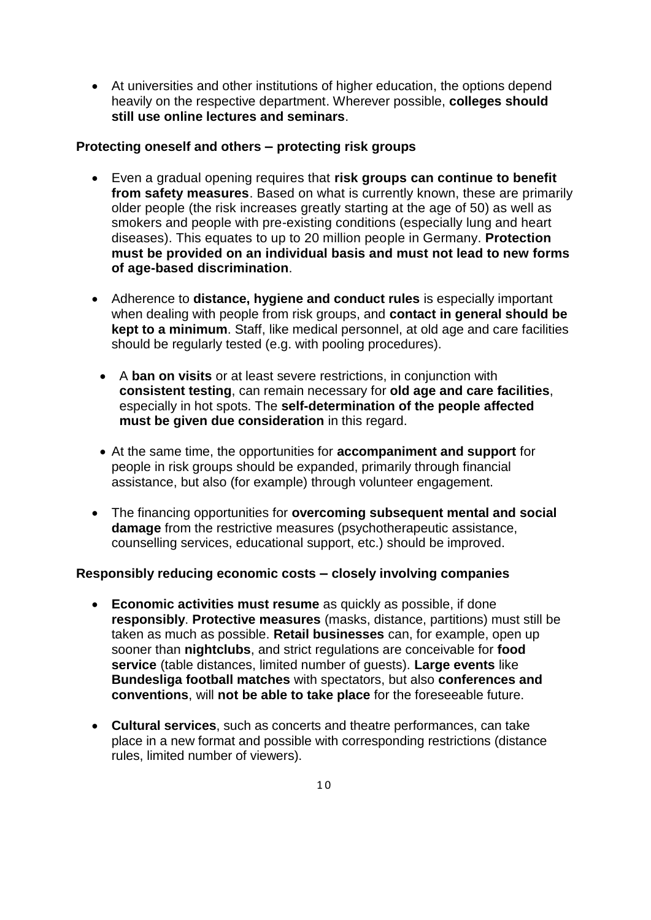- At universities and other institutions of higher education, the options depend heavily on the respective department. Wherever possible, **colleges should still use online lectures and seminars**.

**Protecting oneself and others – protecting risk groups**

- Even a gradual opening requires that **risk groups can continue to benefit from safety measures**. Based on what is currently known, these are primarily older people (the risk increases greatly starting at the age of 50) as well as smokers and people with pre-existing conditions (especially lung and heart diseases). This equates to up to 20 million people in Germany. **Protection must be provided on an individual basis and must not lead to new forms of age-based discrimination**.

- Adherence to **distance, hygiene and conduct rules** is especially important when dealing with people from risk groups, and **contact in general should be kept to a minimum**. Staff, like medical personnel, at old age and care facilities should be regularly tested (e.g. with pooling procedures).

- A **ban on visits** or at least severe restrictions, in conjunction with **consistent testing**, can remain necessary for **old age and care facilities**, especially in hot spots. The **self-determination of the people affected must be given due consideration** in this regard.

- At the same time, the opportunities for **accompaniment and support** for people in risk groups should be expanded, primarily through financial assistance, but also (for example) through volunteer engagement.

- The financing opportunities for **overcoming subsequent mental and social damage** from the restrictive measures (psychotherapeutic assistance, counselling services, educational support, etc.) should be improved.

**Responsibly reducing economic costs – closely involving companies**

- **Economic activities must resume** as quickly as possible, if done **responsibly**. **Protective measures** (masks, distance, partitions) must still be taken as much as possible. **Retail businesses** can, for example, open up sooner than **nightclubs**, and strict regulations are conceivable for **food service** (table distances, limited number of guests). **Large events** like **Bundesliga football matches** with spectators, but also **conferences and conventions**, will **not be able to take place** for the foreseeable future.

- **Cultural services**, such as concerts and theatre performances, can take place in a new format and possible with corresponding restrictions (distance rules, limited number of viewers).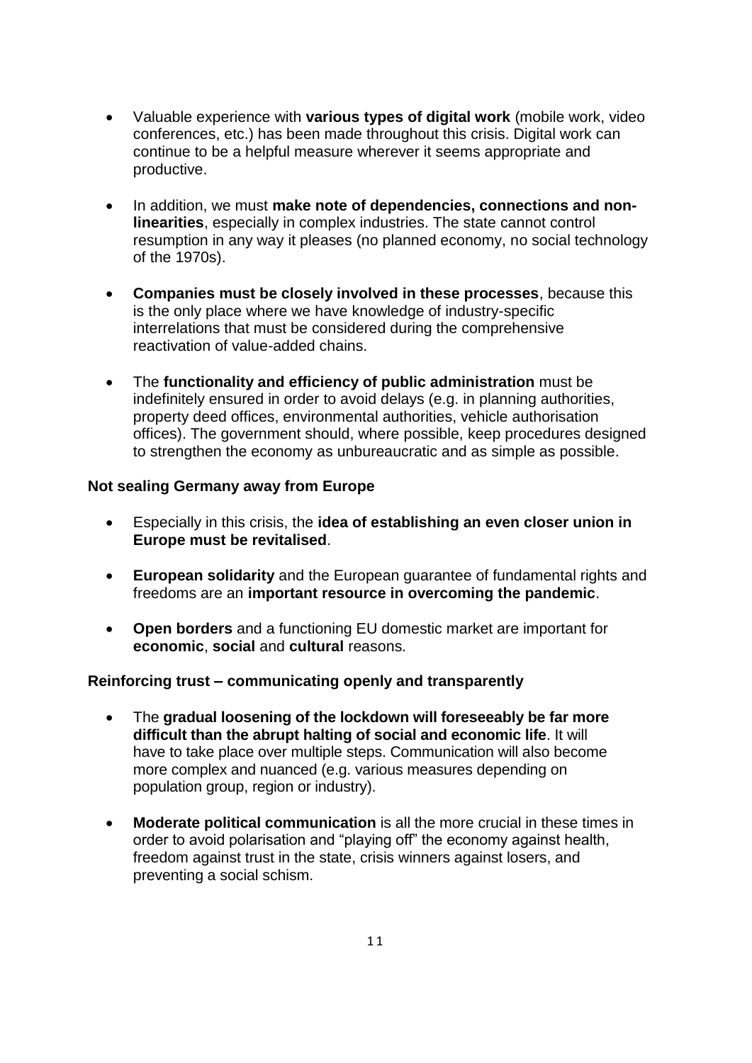- Valuable experience with **various types of digital work** (mobile work, video conferences, etc.) has been made throughout this crisis. Digital work can continue to be a helpful measure wherever it seems appropriate and productive.

- In addition, we must **make note of dependencies, connections and non-linearities**, especially in complex industries. The state cannot control resumption in any way it pleases (no planned economy, no social technology of the 1970s).

- **Companies must be closely involved in these processes**, because this is the only place where we have knowledge of industry-specific interrelations that must be considered during the comprehensive reactivation of value-added chains.

- The **functionality and efficiency of public administration** must be indefinitely ensured in order to avoid delays (e.g. in planning authorities, property deed offices, environmental authorities, vehicle authorisation offices). The government should, where possible, keep procedures designed to strengthen the economy as unbureaucratic and as simple as possible.

**Not sealing Germany away from Europe**

- Especially in this crisis, the **idea of establishing an even closer union in Europe must be revitalised**.

- **European solidarity** and the European guarantee of fundamental rights and freedoms are an **important resource in overcoming the pandemic**.

- **Open borders** and a functioning EU domestic market are important for **economic**, **social** and **cultural** reasons.

**Reinforcing trust – communicating openly and transparently**

- The **gradual loosening of the lockdown will foreseeably be far more difficult than the abrupt halting of social and economic life**. It will have to take place over multiple steps. Communication will also become more complex and nuanced (e.g. various measures depending on population group, region or industry).

- **Moderate political communication** is all the more crucial in these times in order to avoid polarisation and "playing off" the economy against health, freedom against trust in the state, crisis winners against losers, and preventing a social schism.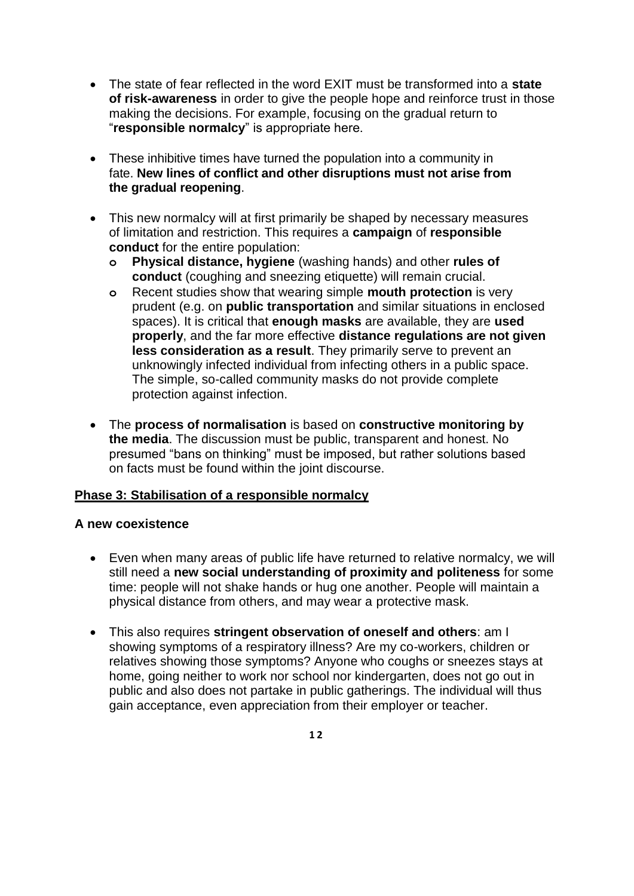- The state of fear reflected in the word EXIT must be transformed into a **state of risk-awareness** in order to give the people hope and reinforce trust in those making the decisions. For example, focusing on the gradual return to "**responsible normalcy**" is appropriate here.

- These inhibitive times have turned the population into a community in fate. **New lines of conflict and other disruptions must not arise from the gradual reopening**.

- This new normalcy will at first primarily be shaped by necessary measures of limitation and restriction. This requires a **campaign** of **responsible conduct** for the entire population:
  - **Physical distance, hygiene** (washing hands) and other **rules of conduct** (coughing and sneezing etiquette) will remain crucial.
  - Recent studies show that wearing simple **mouth protection** is very prudent (e.g. on **public transportation** and similar situations in enclosed spaces). It is critical that **enough masks** are available, they are **used properly**, and the far more effective **distance regulations are not given less consideration as a result**. They primarily serve to prevent an unknowingly infected individual from infecting others in a public space. The simple, so-called community masks do not provide complete protection against infection.

- The **process of normalisation** is based on **constructive monitoring by the media**. The discussion must be public, transparent and honest. No presumed "bans on thinking" must be imposed, but rather solutions based on facts must be found within the joint discourse.

## Phase 3: Stabilisation of a responsible normalcy

### A new coexistence

- Even when many areas of public life have returned to relative normalcy, we will still need a **new social understanding of proximity and politeness** for some time: people will not shake hands or hug one another. People will maintain a physical distance from others, and may wear a protective mask.

- This also requires **stringent observation of oneself and others**: am I showing symptoms of a respiratory illness? Are my co-workers, children or relatives showing those symptoms? Anyone who coughs or sneezes stays at home, going neither to work nor school nor kindergarten, does not go out in public and also does not partake in public gatherings. The individual will thus gain acceptance, even appreciation from their employer or teacher.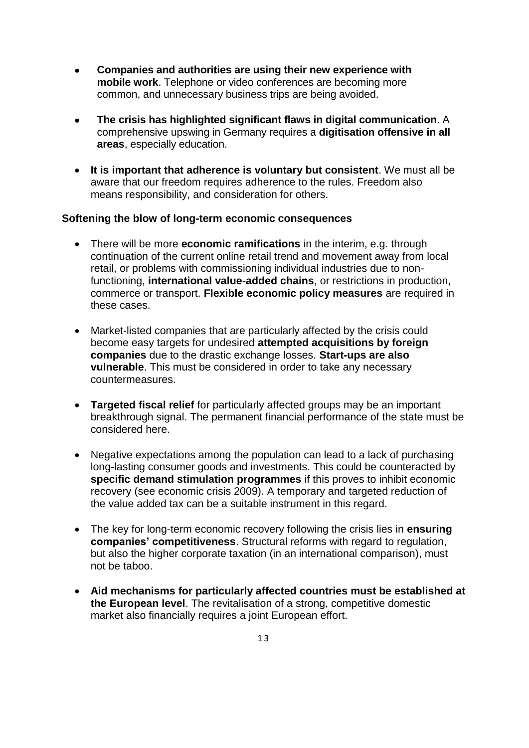- **Companies and authorities are using their new experience with mobile work**. Telephone or video conferences are becoming more common, and unnecessary business trips are being avoided.

- **The crisis has highlighted significant flaws in digital communication**. A comprehensive upswing in Germany requires a **digitisation offensive in all areas**, especially education.

- **It is important that adherence is voluntary but consistent**. We must all be aware that our freedom requires adherence to the rules. Freedom also means responsibility, and consideration for others.

**Softening the blow of long-term economic consequences**

- There will be more **economic ramifications** in the interim, e.g. through continuation of the current online retail trend and movement away from local retail, or problems with commissioning individual industries due to non-functioning, **international value-added chains**, or restrictions in production, commerce or transport. **Flexible economic policy measures** are required in these cases.

- Market-listed companies that are particularly affected by the crisis could become easy targets for undesired **attempted acquisitions by foreign companies** due to the drastic exchange losses. **Start-ups are also vulnerable**. This must be considered in order to take any necessary countermeasures.

- **Targeted fiscal relief** for particularly affected groups may be an important breakthrough signal. The permanent financial performance of the state must be considered here.

- Negative expectations among the population can lead to a lack of purchasing long-lasting consumer goods and investments. This could be counteracted by **specific demand stimulation programmes** if this proves to inhibit economic recovery (see economic crisis 2009). A temporary and targeted reduction of the value added tax can be a suitable instrument in this regard.

- The key for long-term economic recovery following the crisis lies in **ensuring companies' competitiveness**. Structural reforms with regard to regulation, but also the higher corporate taxation (in an international comparison), must not be taboo.

- **Aid mechanisms for particularly affected countries must be established at the European level**. The revitalisation of a strong, competitive domestic market also financially requires a joint European effort.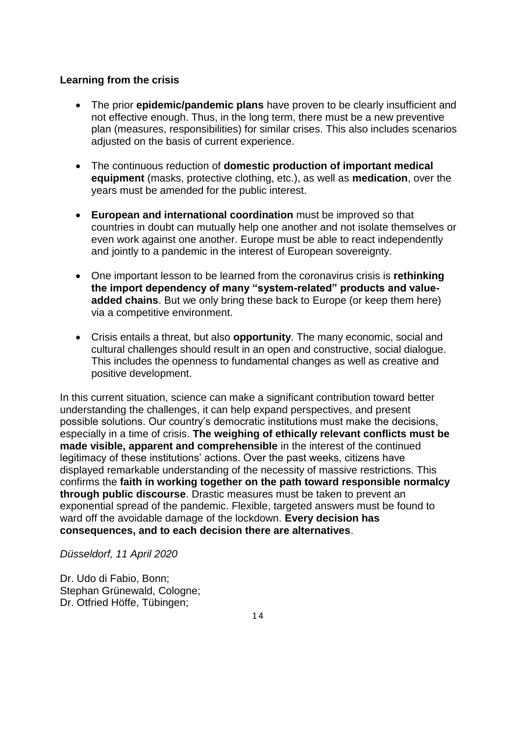**Learning from the crisis**

- The prior **epidemic/pandemic plans** have proven to be clearly insufficient and not effective enough. Thus, in the long term, there must be a new preventive plan (measures, responsibilities) for similar crises. This also includes scenarios adjusted on the basis of current experience.
- The continuous reduction of **domestic production of important medical equipment** (masks, protective clothing, etc.), as well as **medication**, over the years must be amended for the public interest.
- **European and international coordination** must be improved so that countries in doubt can mutually help one another and not isolate themselves or even work against one another. Europe must be able to react independently and jointly to a pandemic in the interest of European sovereignty.
- One important lesson to be learned from the coronavirus crisis is **rethinking the import dependency of many "system-related" products and value-added chains**. But we only bring these back to Europe (or keep them here) via a competitive environment.
- Crisis entails a threat, but also **opportunity**. The many economic, social and cultural challenges should result in an open and constructive, social dialogue. This includes the openness to fundamental changes as well as creative and positive development.

In this current situation, science can make a significant contribution toward better understanding the challenges, it can help expand perspectives, and present possible solutions. Our country's democratic institutions must make the decisions, especially in a time of crisis. **The weighing of ethically relevant conflicts must be made visible, apparent and comprehensible** in the interest of the continued legitimacy of these institutions' actions. Over the past weeks, citizens have displayed remarkable understanding of the necessity of massive restrictions. This confirms the **faith in working together on the path toward responsible normalcy through public discourse**. Drastic measures must be taken to prevent an exponential spread of the pandemic. Flexible, targeted answers must be found to ward off the avoidable damage of the lockdown. **Every decision has consequences, and to each decision there are alternatives**.

*Düsseldorf, 11 April 2020*

Dr. Udo di Fabio, Bonn;
Stephan Grünewald, Cologne;
Dr. Otfried Höffe, Tübingen;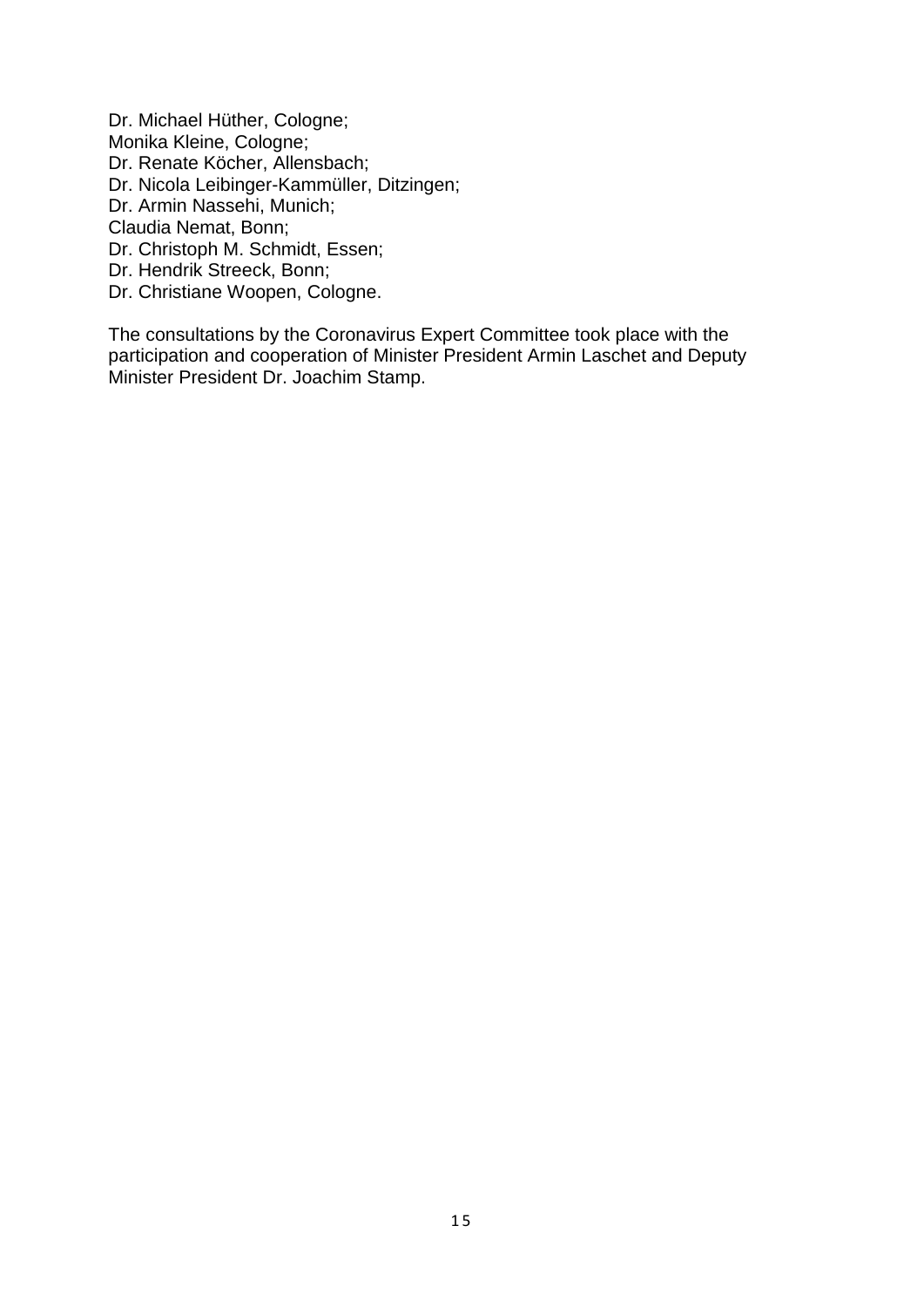Dr. Michael Hüther, Cologne;
Monika Kleine, Cologne;
Dr. Renate Köcher, Allensbach;
Dr. Nicola Leibinger-Kammüller, Ditzingen;
Dr. Armin Nassehi, Munich;
Claudia Nemat, Bonn;
Dr. Christoph M. Schmidt, Essen;
Dr. Hendrik Streeck, Bonn;
Dr. Christiane Woopen, Cologne.

The consultations by the Coronavirus Expert Committee took place with the participation and cooperation of Minister President Armin Laschet and Deputy Minister President Dr. Joachim Stamp.